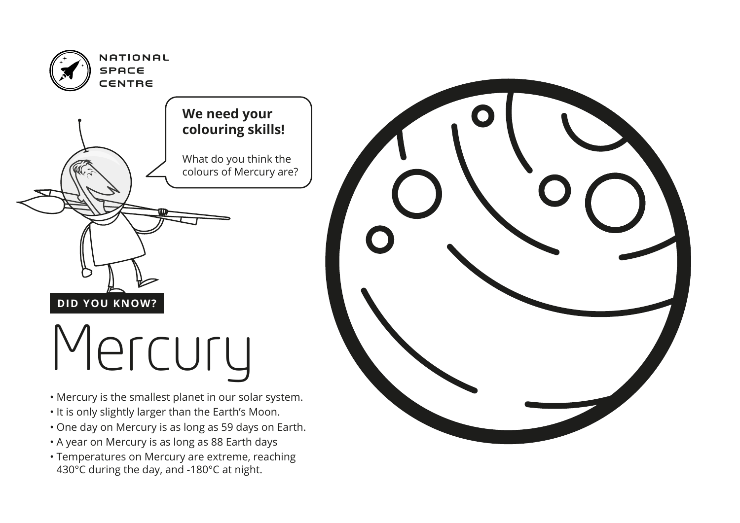NATIONAL
SPACE
CENTRE

**We need your colouring skills!**

What do you think the colours of Mercury are?

**DID YOU KNOW?**

# Mercury

- Mercury is the smallest planet in our solar system.
- It is only slightly larger than the Earth's Moon.
- One day on Mercury is as long as 59 days on Earth.
- A year on Mercury is as long as 88 Earth days
- Temperatures on Mercury are extreme, reaching 430°C during the day, and -180°C at night.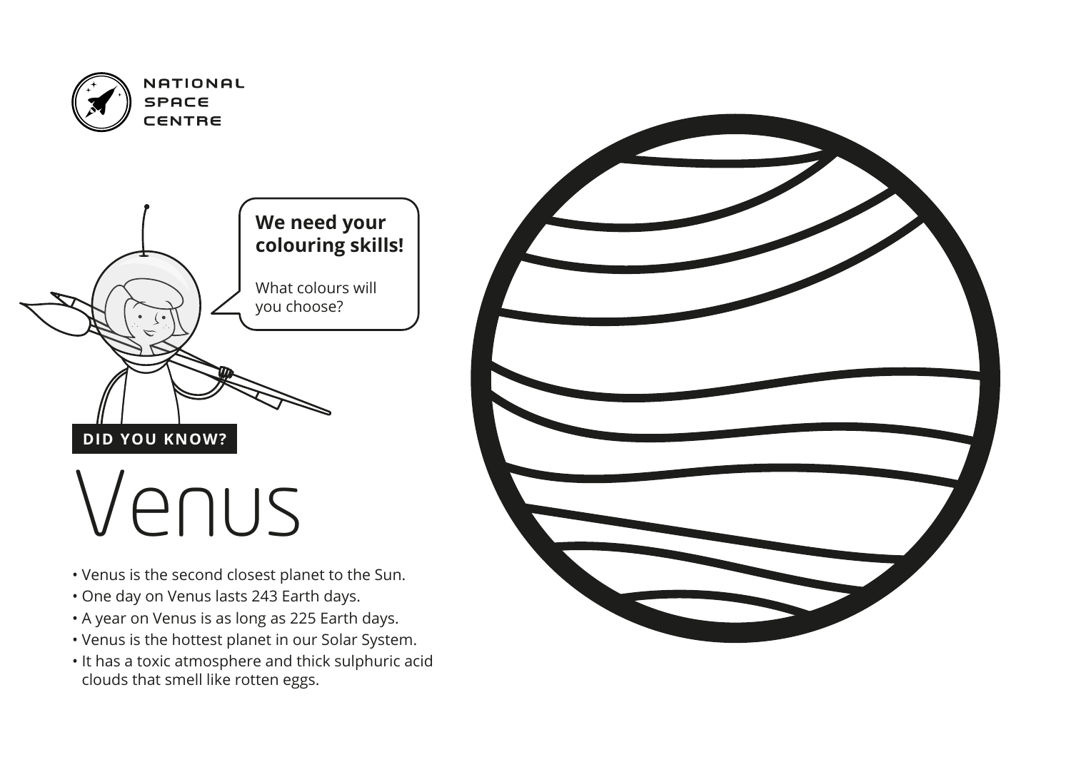NATIONAL SPACE CENTRE

**We need your colouring skills!**

What colours will you choose?

**DID YOU KNOW?**

# Venus

- Venus is the second closest planet to the Sun.
- One day on Venus lasts 243 Earth days.
- A year on Venus is as long as 225 Earth days.
- Venus is the hottest planet in our Solar System.
- It has a toxic atmosphere and thick sulphuric acid clouds that smell like rotten eggs.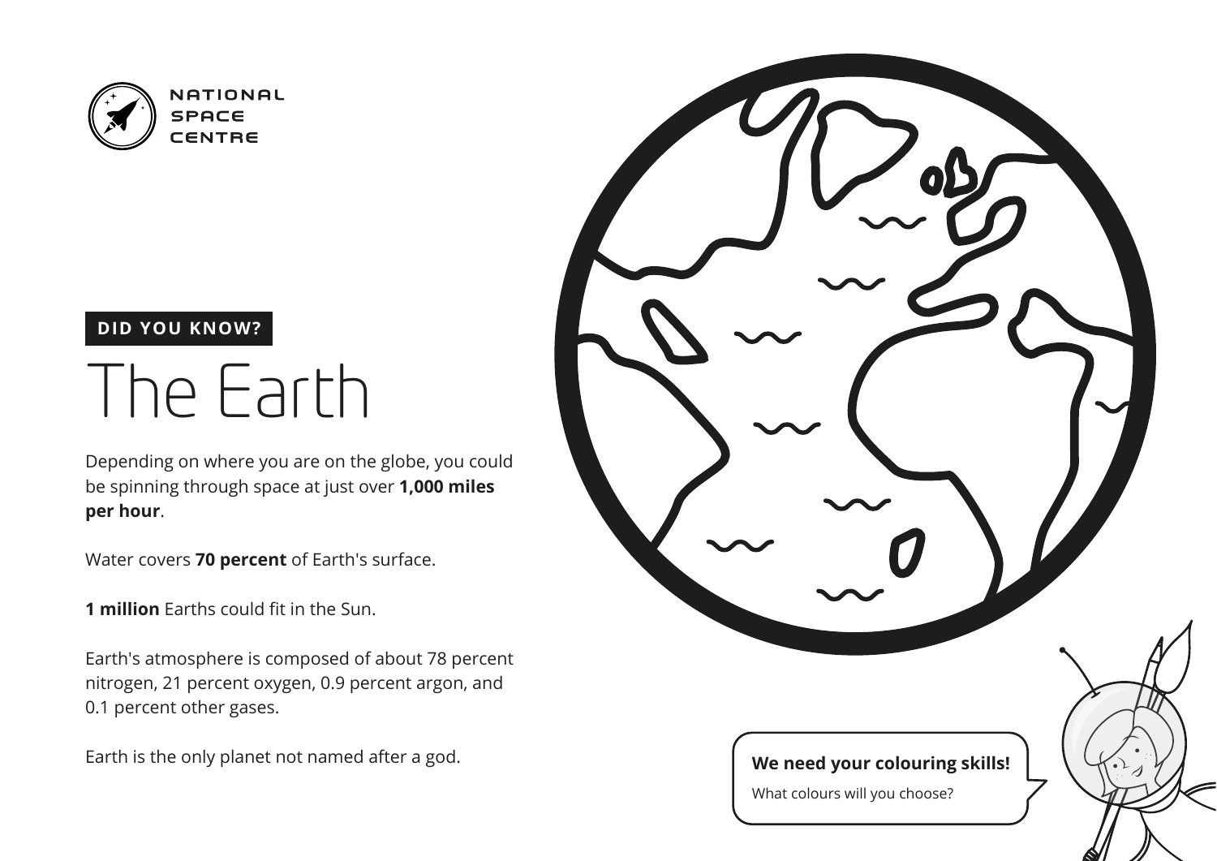NATIONAL SPACE CENTRE

**DID YOU KNOW?**

# The Earth

Depending on where you are on the globe, you could be spinning through space at just over **1,000 miles per hour**.

Water covers **70 percent** of Earth's surface.

**1 million** Earths could fit in the Sun.

Earth's atmosphere is composed of about 78 percent nitrogen, 21 percent oxygen, 0.9 percent argon, and 0.1 percent other gases.

Earth is the only planet not named after a god.

**We need your colouring skills!**

What colours will you choose?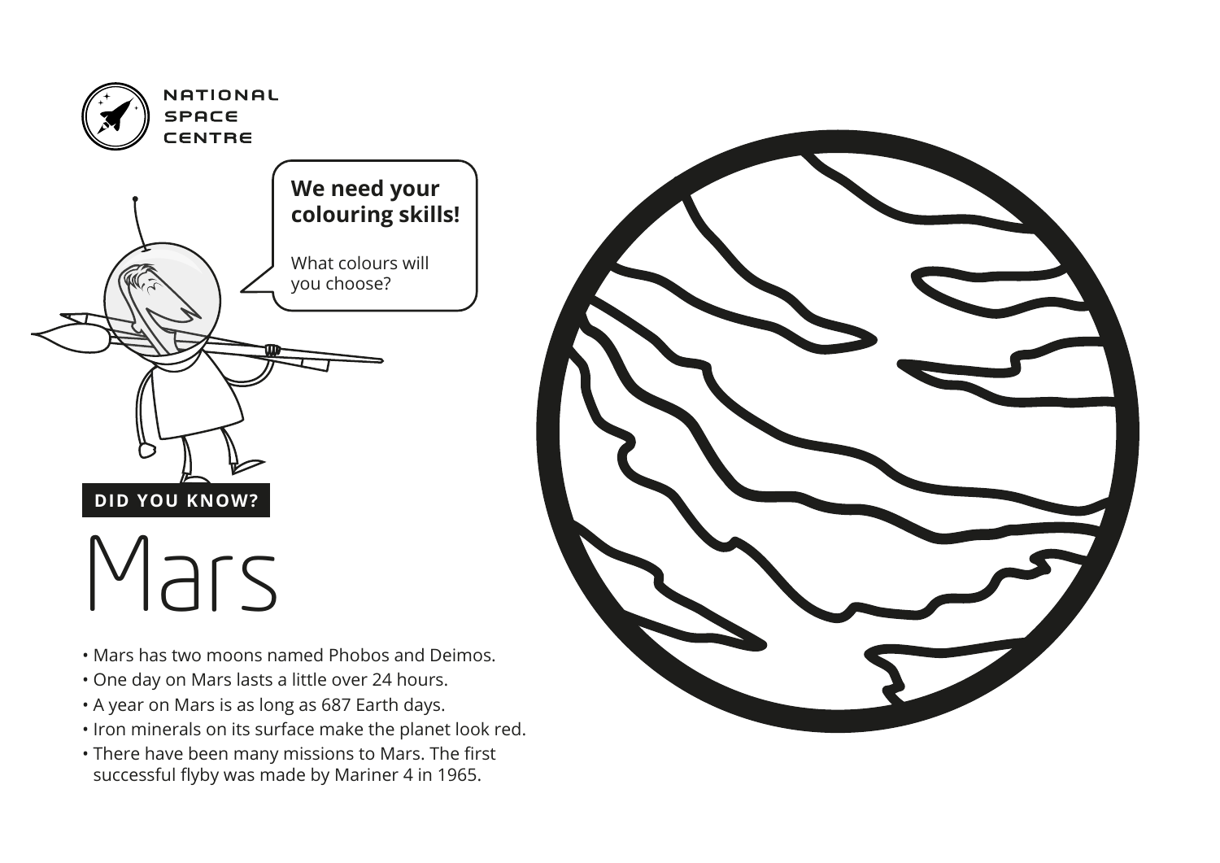NATIONAL
SPACE
CENTRE

**We need your colouring skills!**

What colours will you choose?

**DID YOU KNOW?**

# Mars

- Mars has two moons named Phobos and Deimos.
- One day on Mars lasts a little over 24 hours.
- A year on Mars is as long as 687 Earth days.
- Iron minerals on its surface make the planet look red.
- There have been many missions to Mars. The first successful flyby was made by Mariner 4 in 1965.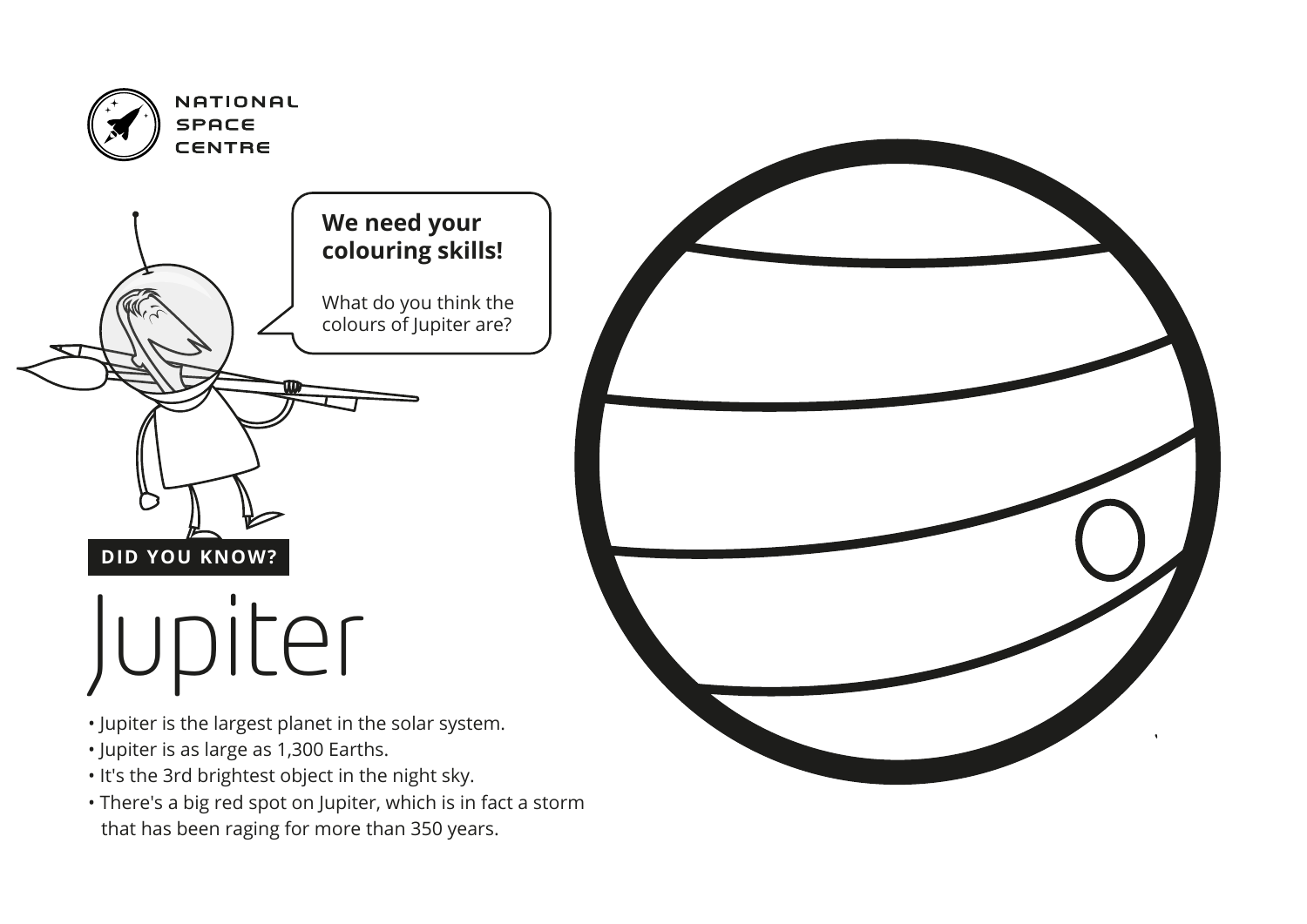NATIONAL SPACE CENTRE

**We need your colouring skills!**

What do you think the colours of Jupiter are?

**DID YOU KNOW?**

# Jupiter

- Jupiter is the largest planet in the solar system.
- Jupiter is as large as 1,300 Earths.
- It's the 3rd brightest object in the night sky.
- There's a big red spot on Jupiter, which is in fact a storm that has been raging for more than 350 years.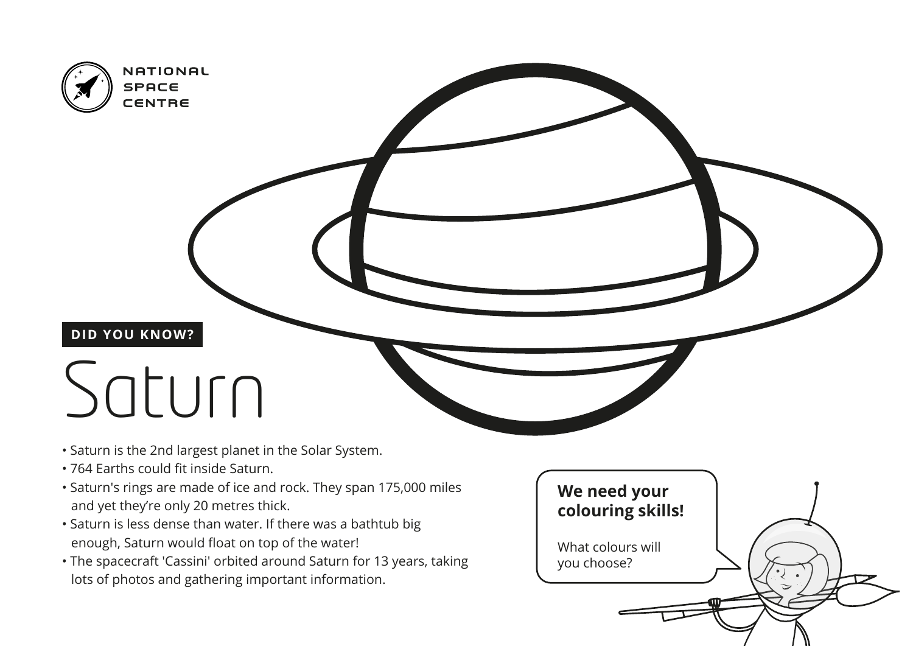NATIONAL SPACE CENTRE

**DID YOU KNOW?**

# Saturn

- Saturn is the 2nd largest planet in the Solar System.
- 764 Earths could fit inside Saturn.
- Saturn's rings are made of ice and rock. They span 175,000 miles and yet they're only 20 metres thick.
- Saturn is less dense than water. If there was a bathtub big enough, Saturn would float on top of the water!
- The spacecraft 'Cassini' orbited around Saturn for 13 years, taking lots of photos and gathering important information.

**We need your colouring skills!**

What colours will you choose?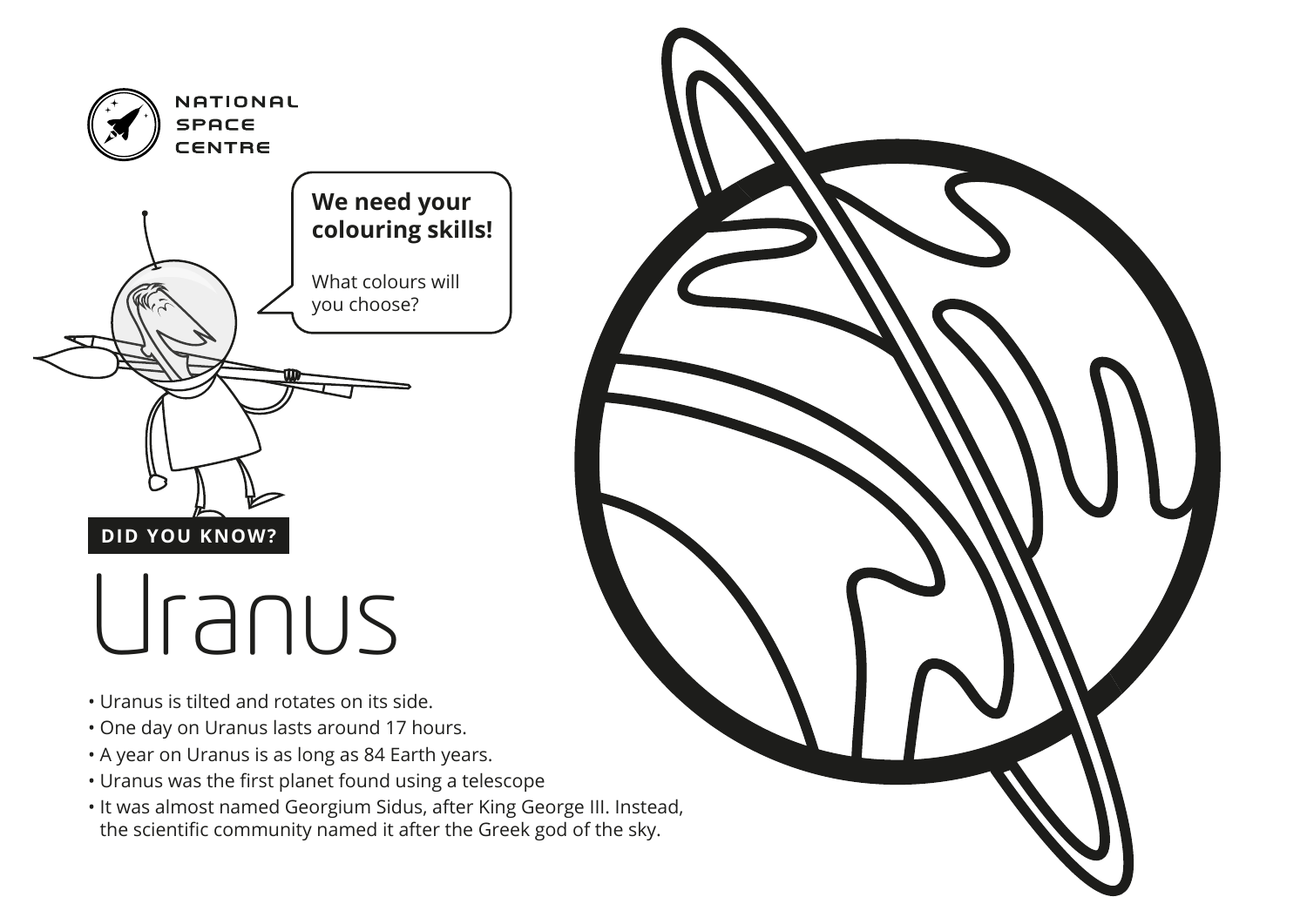NATIONAL SPACE CENTRE

**We need your colouring skills!**

What colours will you choose?

**DID YOU KNOW?**

# Uranus

- Uranus is tilted and rotates on its side.
- One day on Uranus lasts around 17 hours.
- A year on Uranus is as long as 84 Earth years.
- Uranus was the first planet found using a telescope
- It was almost named Georgium Sidus, after King George III. Instead, the scientific community named it after the Greek god of the sky.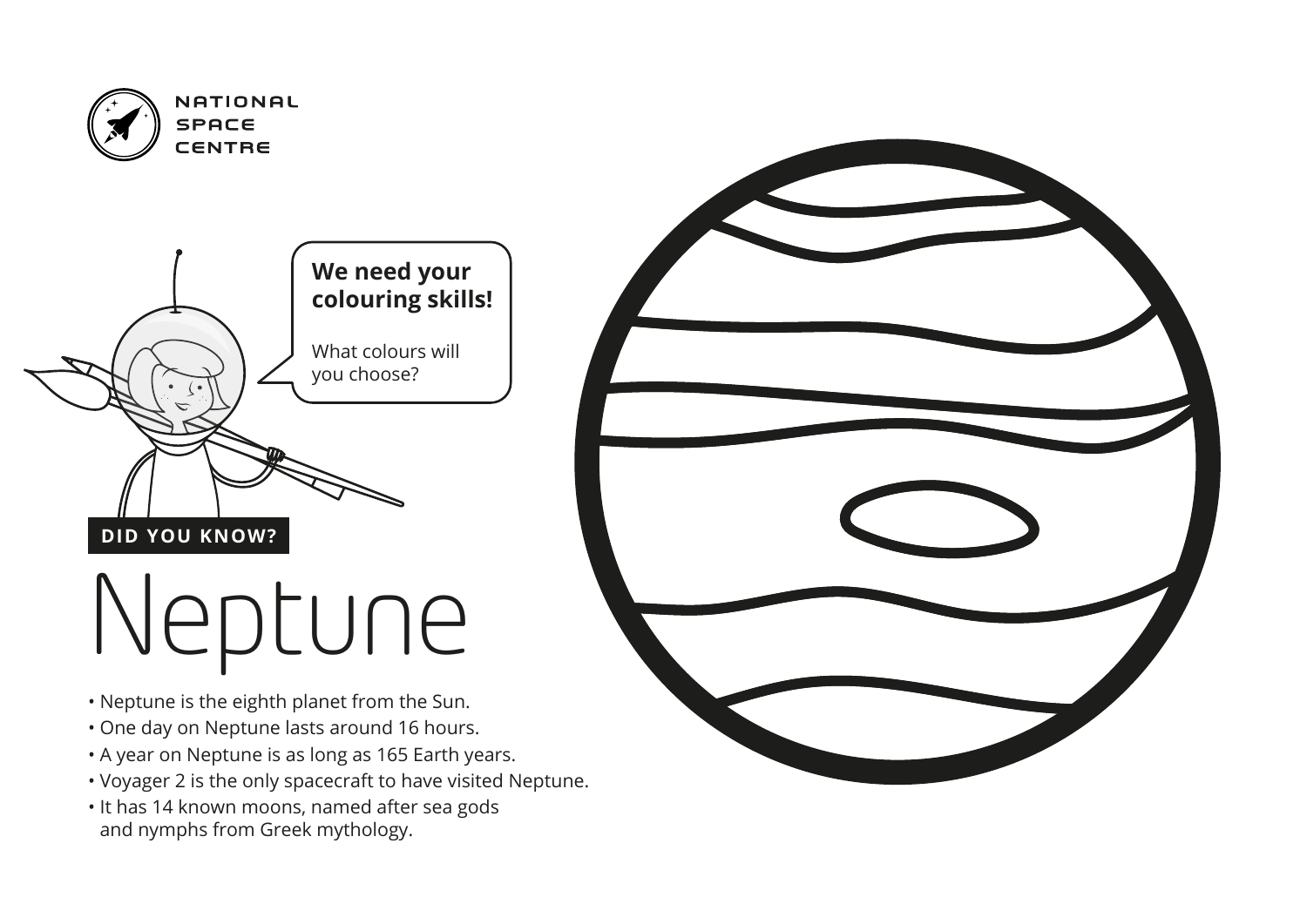NATIONAL SPACE CENTRE

**We need your colouring skills!**

What colours will you choose?

**DID YOU KNOW?**

# Neptune

- Neptune is the eighth planet from the Sun.
- One day on Neptune lasts around 16 hours.
- A year on Neptune is as long as 165 Earth years.
- Voyager 2 is the only spacecraft to have visited Neptune.
- It has 14 known moons, named after sea gods and nymphs from Greek mythology.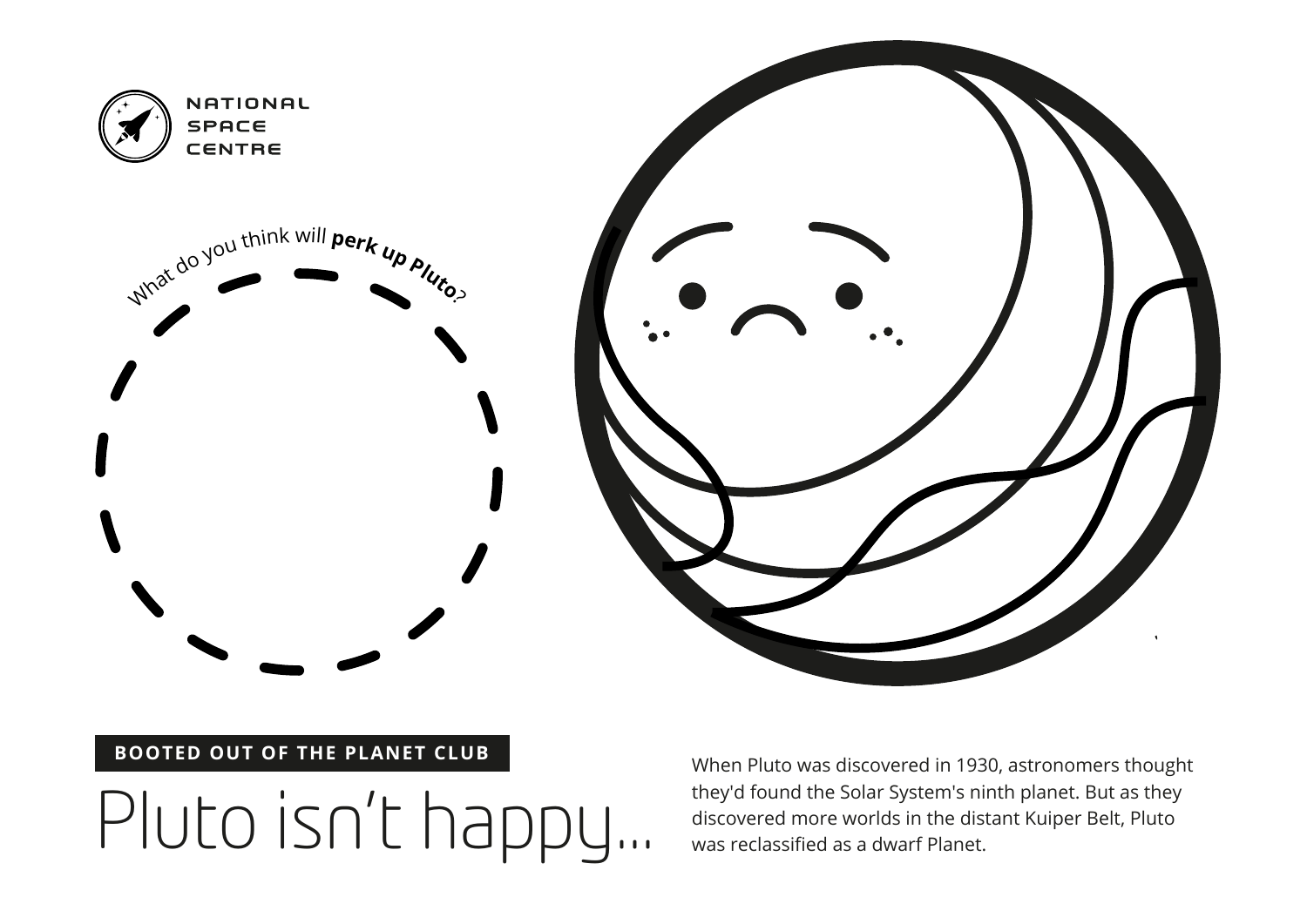NATIONAL SPACE CENTRE

What do you think will **perk up Pluto**?

**BOOTED OUT OF THE PLANET CLUB**

# Pluto isn’t happy...

When Pluto was discovered in 1930, astronomers thought they'd found the Solar System's ninth planet. But as they discovered more worlds in the distant Kuiper Belt, Pluto was reclassified as a dwarf Planet.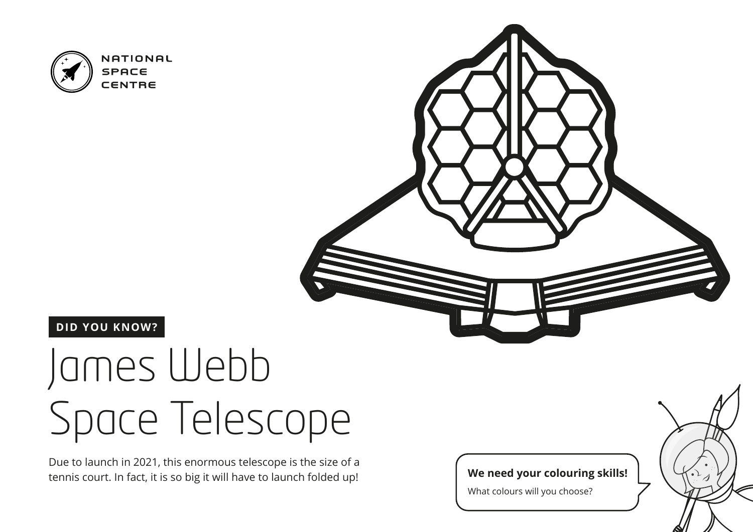NATIONAL SPACE CENTRE

**DID YOU KNOW?**

# James Webb Space Telescope

Due to launch in 2021, this enormous telescope is the size of a tennis court. In fact, it is so big it will have to launch folded up!

**We need your colouring skills!**

What colours will you choose?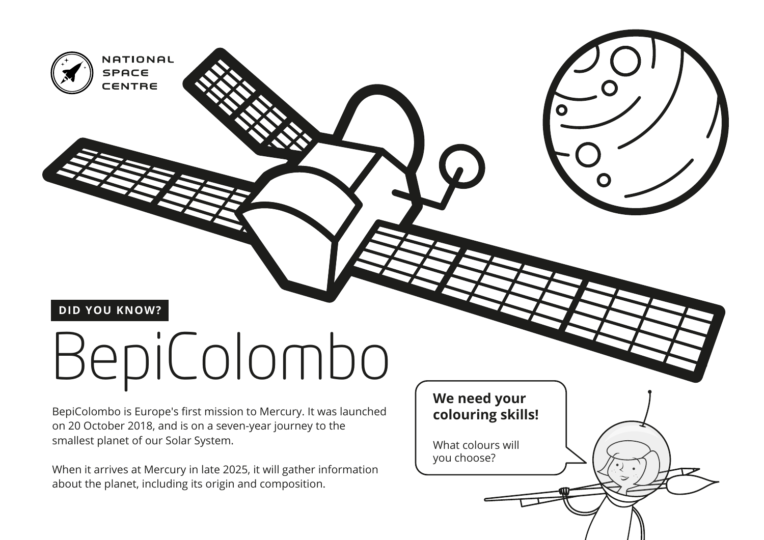NATIONAL SPACE CENTRE

**DID YOU KNOW?**

# BepiColombo

BepiColombo is Europe's first mission to Mercury. It was launched on 20 October 2018, and is on a seven-year journey to the smallest planet of our Solar System.

When it arrives at Mercury in late 2025, it will gather information about the planet, including its origin and composition.

**We need your colouring skills!**

What colours will you choose?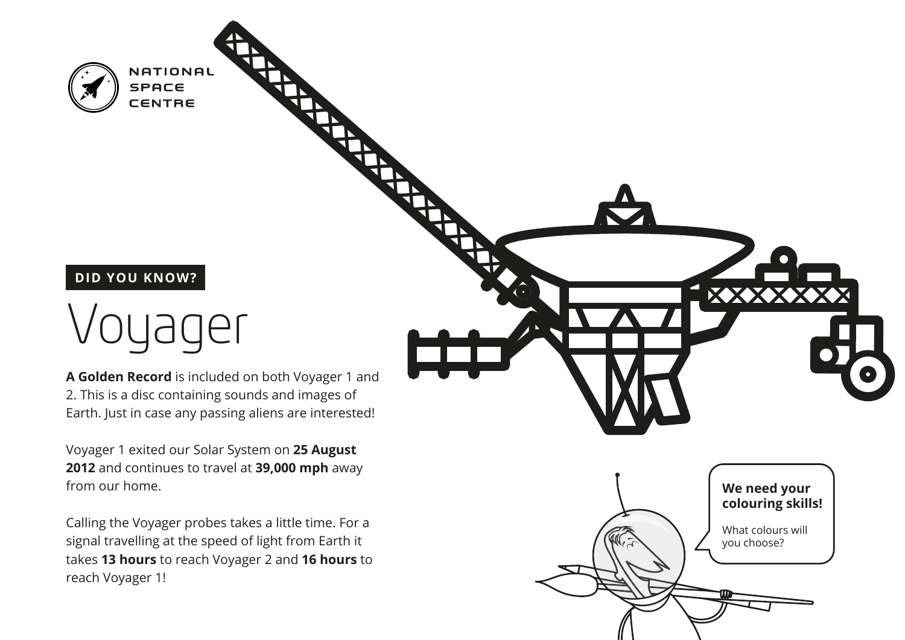DID YOU KNOW?

# Voyager

**A Golden Record** is included on both Voyager 1 and 2. This is a disc containing sounds and images of Earth. Just in case any passing aliens are interested!

Voyager 1 exited our Solar System on **25 August 2012** and continues to travel at **39,000 mph** away from our home.

Calling the Voyager probes takes a little time. For a signal travelling at the speed of light from Earth it takes **13 hours** to reach Voyager 2 and **16 hours** to reach Voyager 1!

**We need your colouring skills!**

What colours will you choose?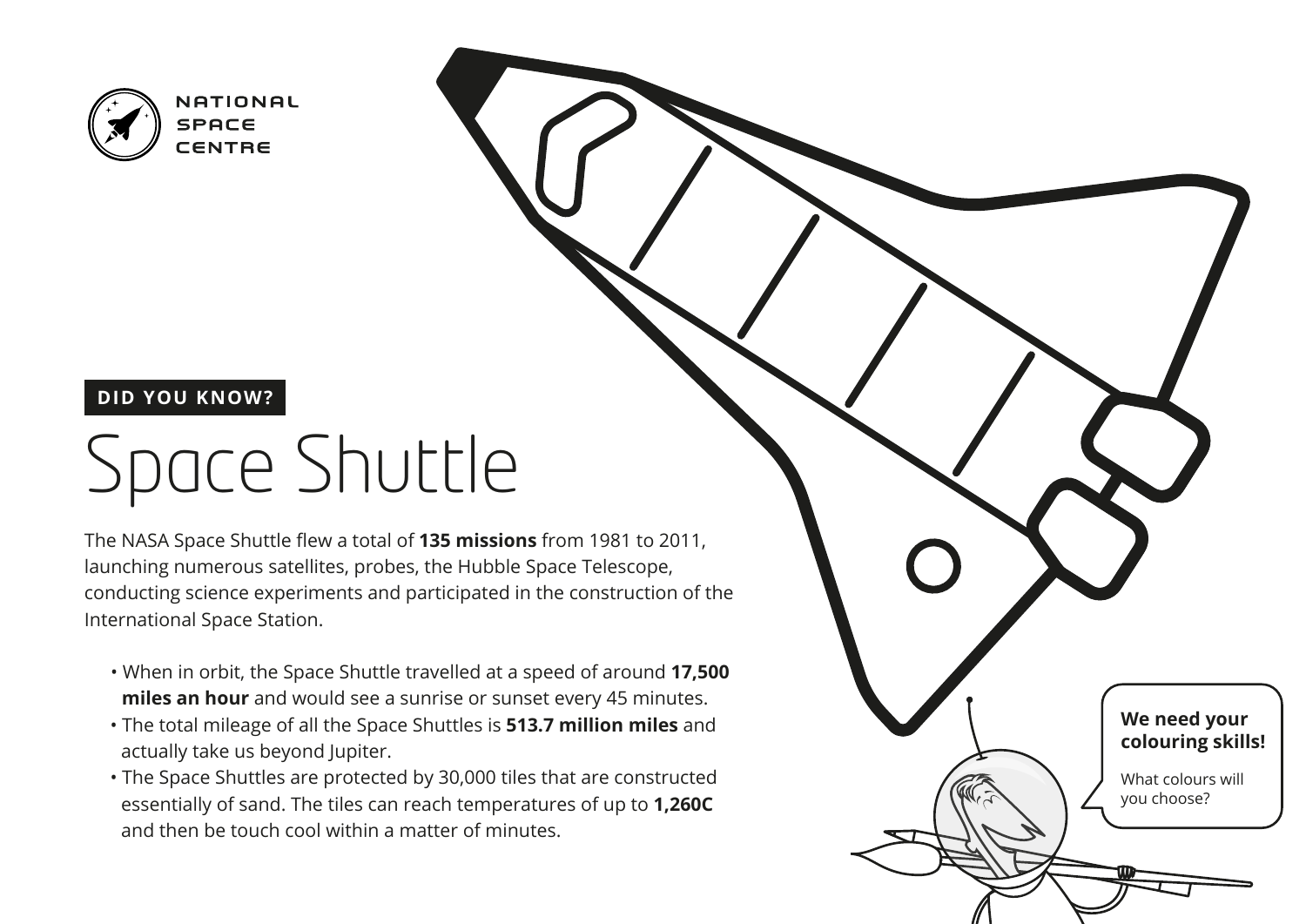NATIONAL SPACE CENTRE

**DID YOU KNOW?**

# Space Shuttle

The NASA Space Shuttle flew a total of **135 missions** from 1981 to 2011, launching numerous satellites, probes, the Hubble Space Telescope, conducting science experiments and participated in the construction of the International Space Station.

- When in orbit, the Space Shuttle travelled at a speed of around **17,500 miles an hour** and would see a sunrise or sunset every 45 minutes.
- The total mileage of all the Space Shuttles is **513.7 million miles** and actually take us beyond Jupiter.
- The Space Shuttles are protected by 30,000 tiles that are constructed essentially of sand. The tiles can reach temperatures of up to **1,260C** and then be touch cool within a matter of minutes.

**We need your colouring skills!**

What colours will you choose?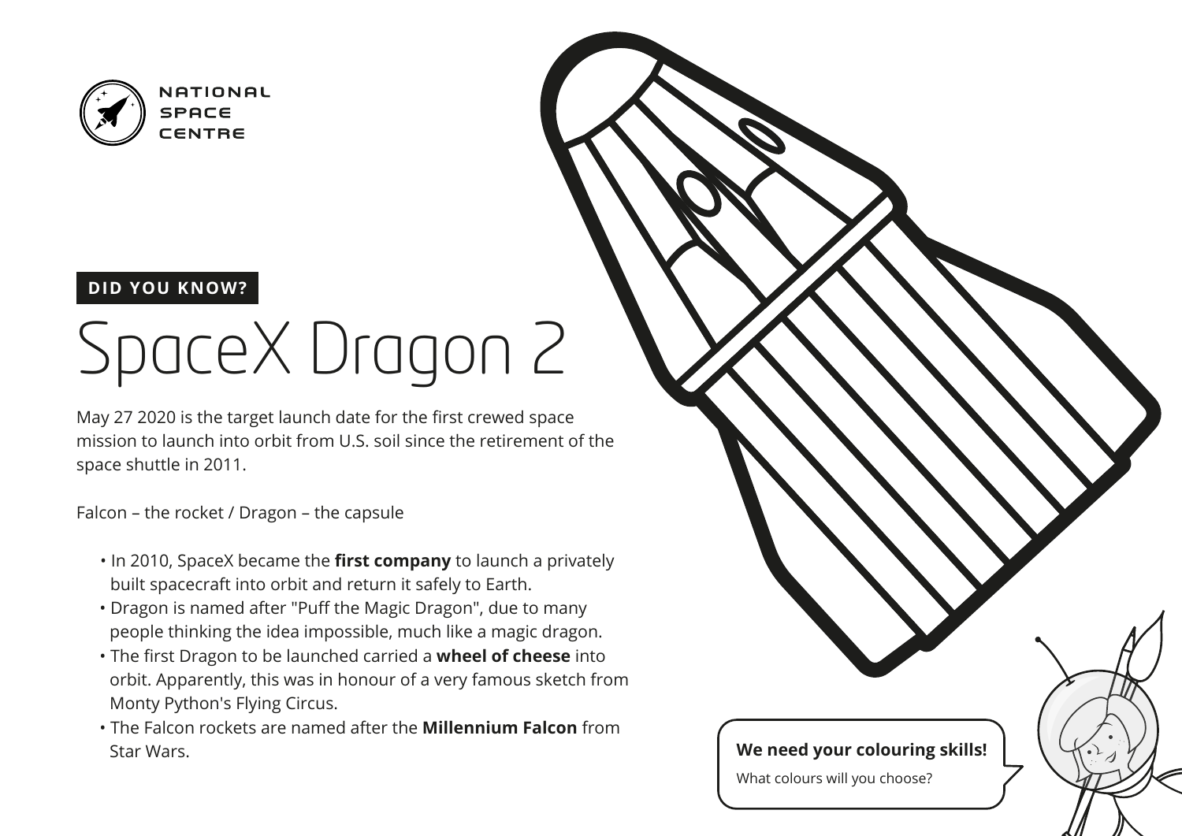NATIONAL SPACE CENTRE

**DID YOU KNOW?**

# SpaceX Dragon 2

May 27 2020 is the target launch date for the first crewed space mission to launch into orbit from U.S. soil since the retirement of the space shuttle in 2011.

Falcon – the rocket / Dragon – the capsule

- In 2010, SpaceX became the **first company** to launch a privately built spacecraft into orbit and return it safely to Earth.
- Dragon is named after "Puff the Magic Dragon", due to many people thinking the idea impossible, much like a magic dragon.
- The first Dragon to be launched carried a **wheel of cheese** into orbit. Apparently, this was in honour of a very famous sketch from Monty Python's Flying Circus.
- The Falcon rockets are named after the **Millennium Falcon** from Star Wars.

**We need your colouring skills!**

What colours will you choose?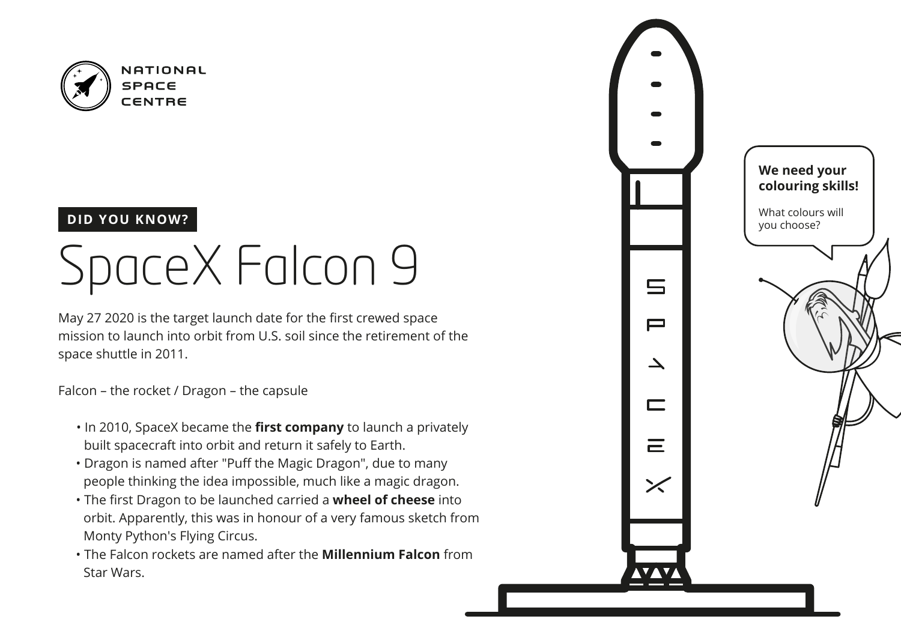NATIONAL SPACE CENTRE

**DID YOU KNOW?**

# SpaceX Falcon 9

May 27 2020 is the target launch date for the first crewed space mission to launch into orbit from U.S. soil since the retirement of the space shuttle in 2011.

Falcon – the rocket / Dragon – the capsule

- In 2010, SpaceX became the **first company** to launch a privately built spacecraft into orbit and return it safely to Earth.
- Dragon is named after "Puff the Magic Dragon", due to many people thinking the idea impossible, much like a magic dragon.
- The first Dragon to be launched carried a **wheel of cheese** into orbit. Apparently, this was in honour of a very famous sketch from Monty Python's Flying Circus.
- The Falcon rockets are named after the **Millennium Falcon** from Star Wars.

**We need your colouring skills!**

What colours will you choose?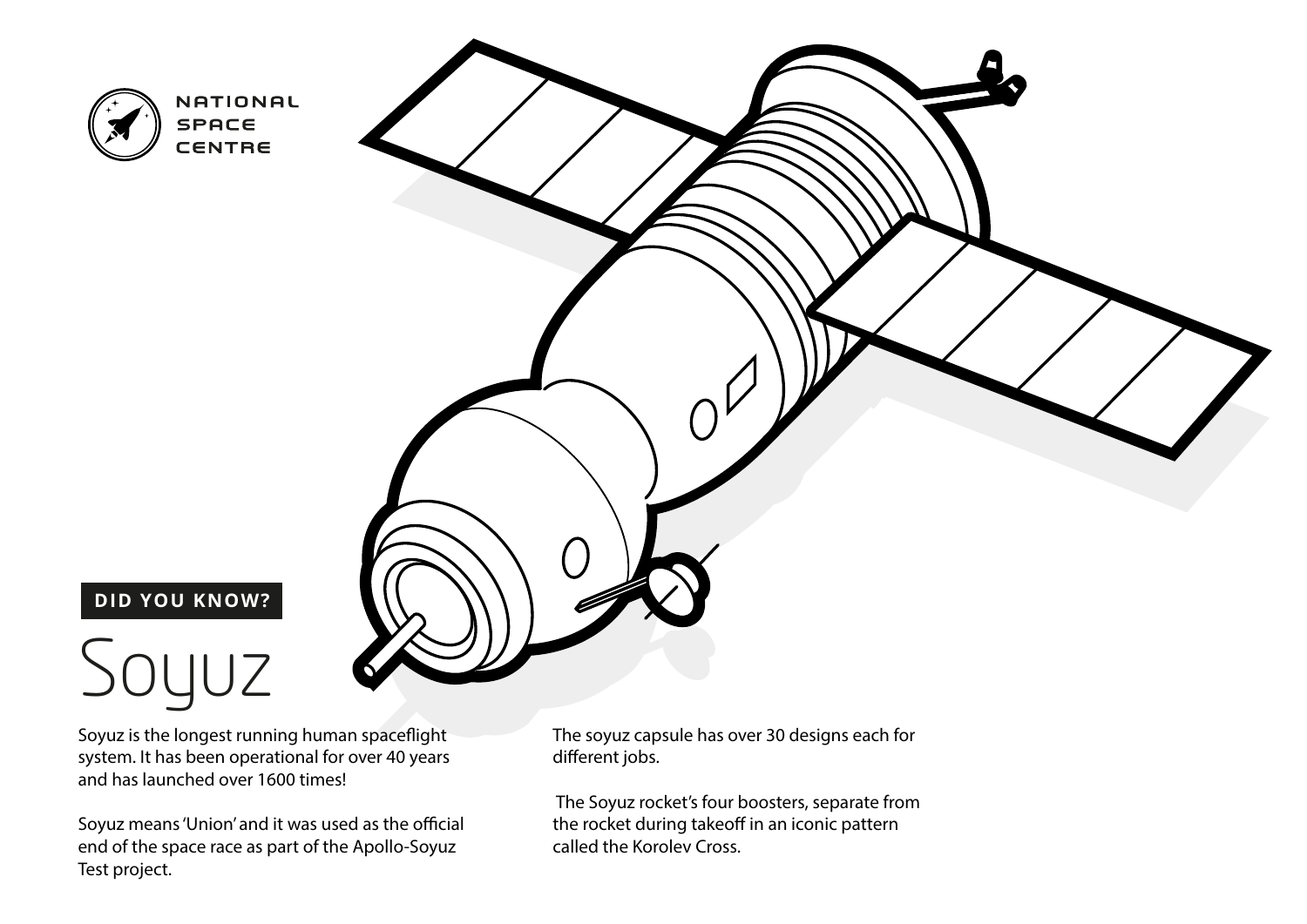NATIONAL SPACE CENTRE

**DID YOU KNOW?**

# Soyuz

Soyuz is the longest running human spaceflight system. It has been operational for over 40 years and has launched over 1600 times!

Soyuz means 'Union' and it was used as the official end of the space race as part of the Apollo-Soyuz Test project.

The soyuz capsule has over 30 designs each for different jobs.

The Soyuz rocket's four boosters, separate from the rocket during takeoff in an iconic pattern called the Korolev Cross.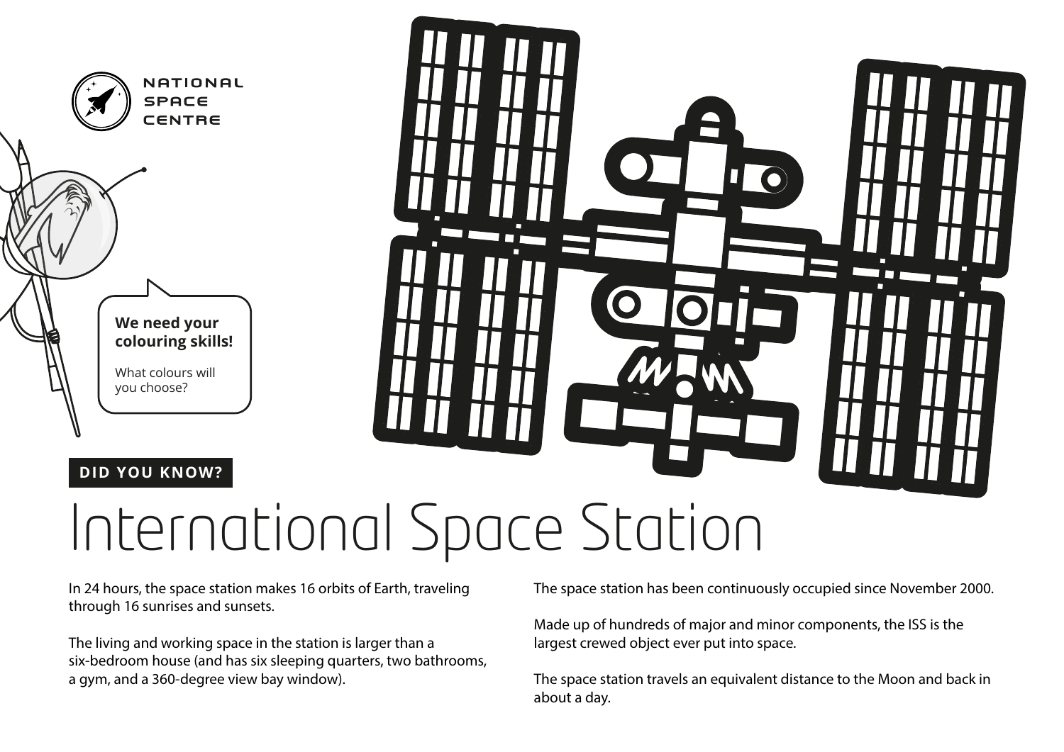NATIONAL SPACE CENTRE

**We need your colouring skills!**

What colours will you choose?

**DID YOU KNOW?**

# International Space Station

In 24 hours, the space station makes 16 orbits of Earth, traveling through 16 sunrises and sunsets.

The living and working space in the station is larger than a six-bedroom house (and has six sleeping quarters, two bathrooms, a gym, and a 360-degree view bay window).

The space station has been continuously occupied since November 2000.

Made up of hundreds of major and minor components, the ISS is the largest crewed object ever put into space.

The space station travels an equivalent distance to the Moon and back in about a day.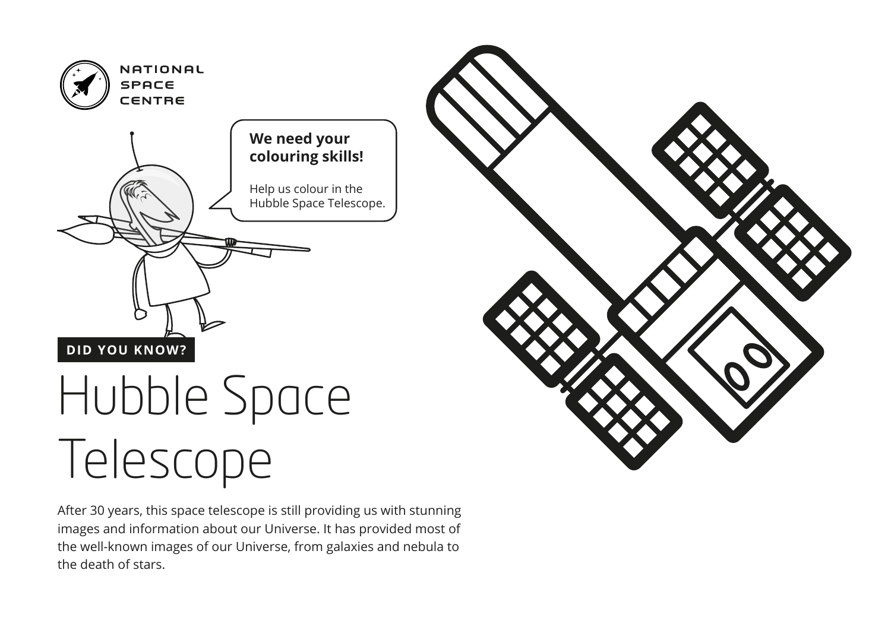NATIONAL SPACE CENTRE

**We need your colouring skills!**

Help us colour in the Hubble Space Telescope.

**DID YOU KNOW?**

# Hubble Space Telescope

After 30 years, this space telescope is still providing us with stunning images and information about our Universe. It has provided most of the well-known images of our Universe, from galaxies and nebula to the death of stars.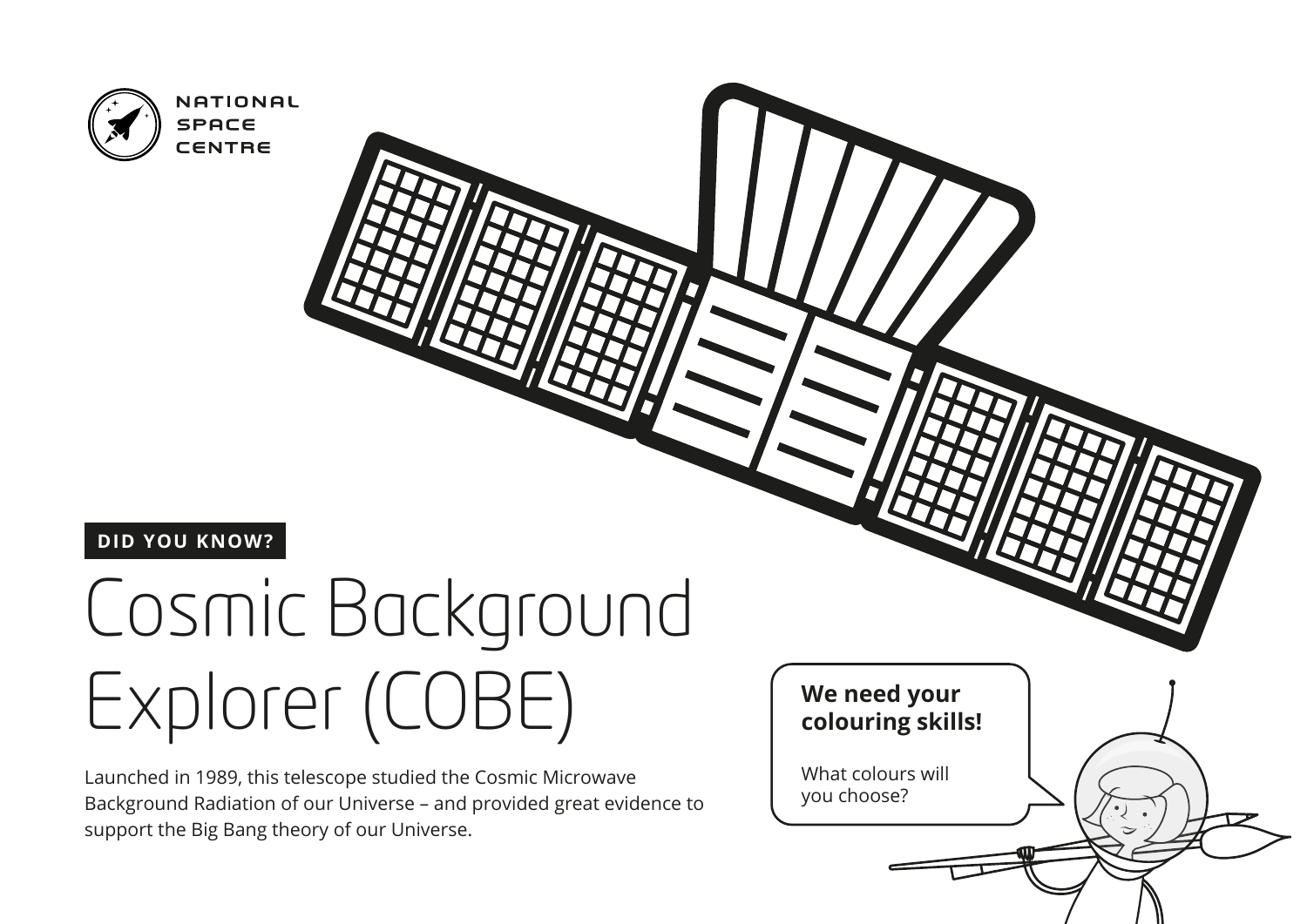NATIONAL SPACE CENTRE

**DID YOU KNOW?**

# Cosmic Background Explorer (COBE)

Launched in 1989, this telescope studied the Cosmic Microwave Background Radiation of our Universe – and provided great evidence to support the Big Bang theory of our Universe.

**We need your colouring skills!**

What colours will you choose?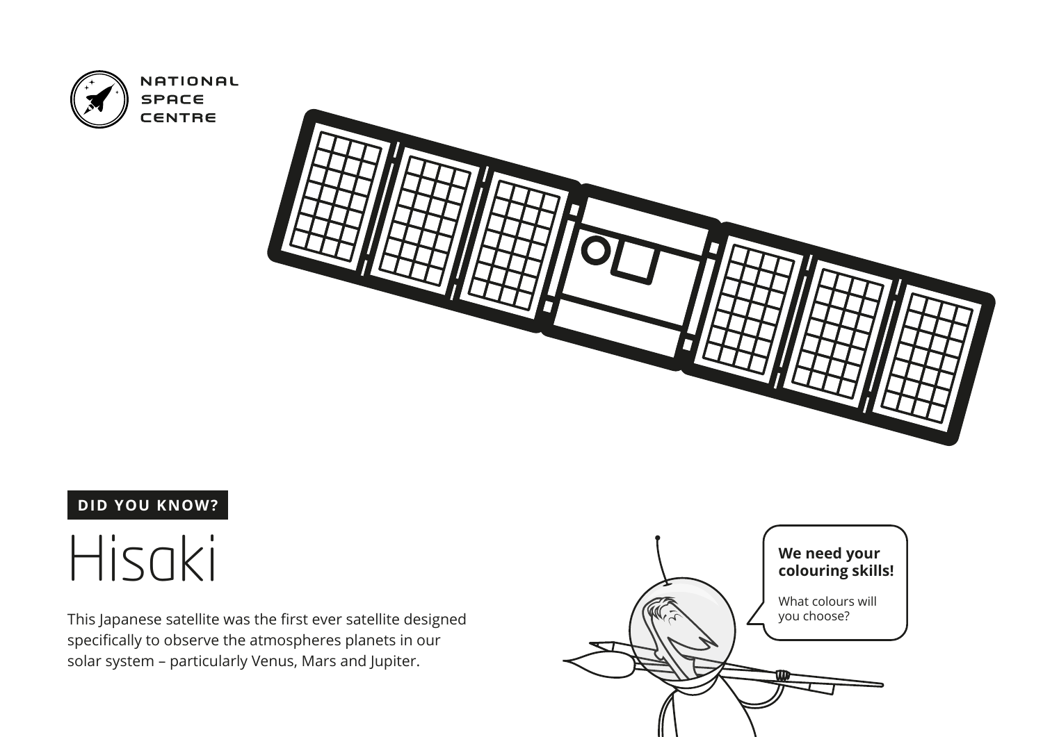NATIONAL
SPACE
CENTRE

**DID YOU KNOW?**

# Hisaki

This Japanese satellite was the first ever satellite designed specifically to observe the atmospheres planets in our solar system – particularly Venus, Mars and Jupiter.

**We need your colouring skills!**

What colours will you choose?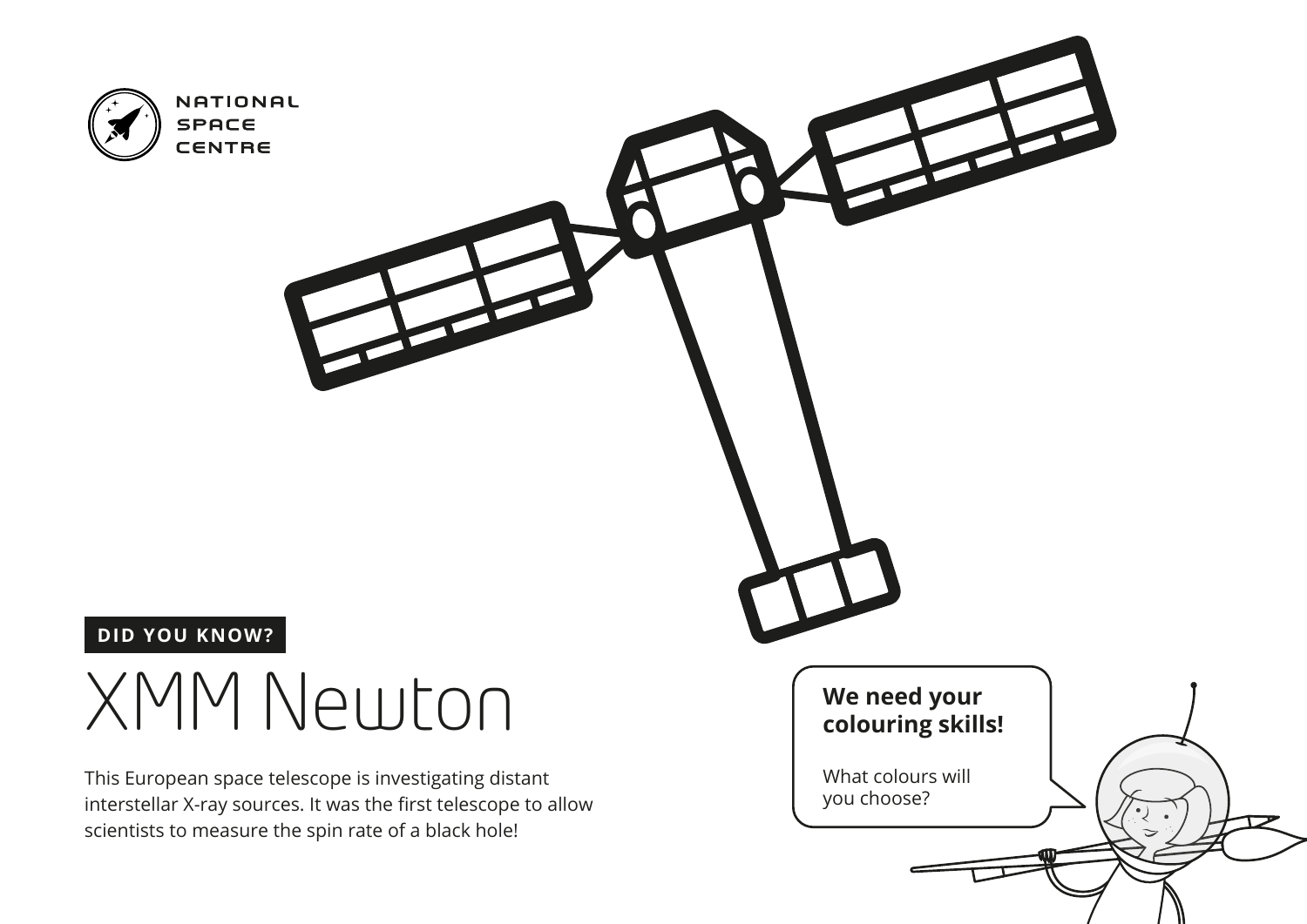NATIONAL SPACE CENTRE

**DID YOU KNOW?**

# XMM Newton

This European space telescope is investigating distant interstellar X-ray sources. It was the first telescope to allow scientists to measure the spin rate of a black hole!

**We need your colouring skills!**

What colours will you choose?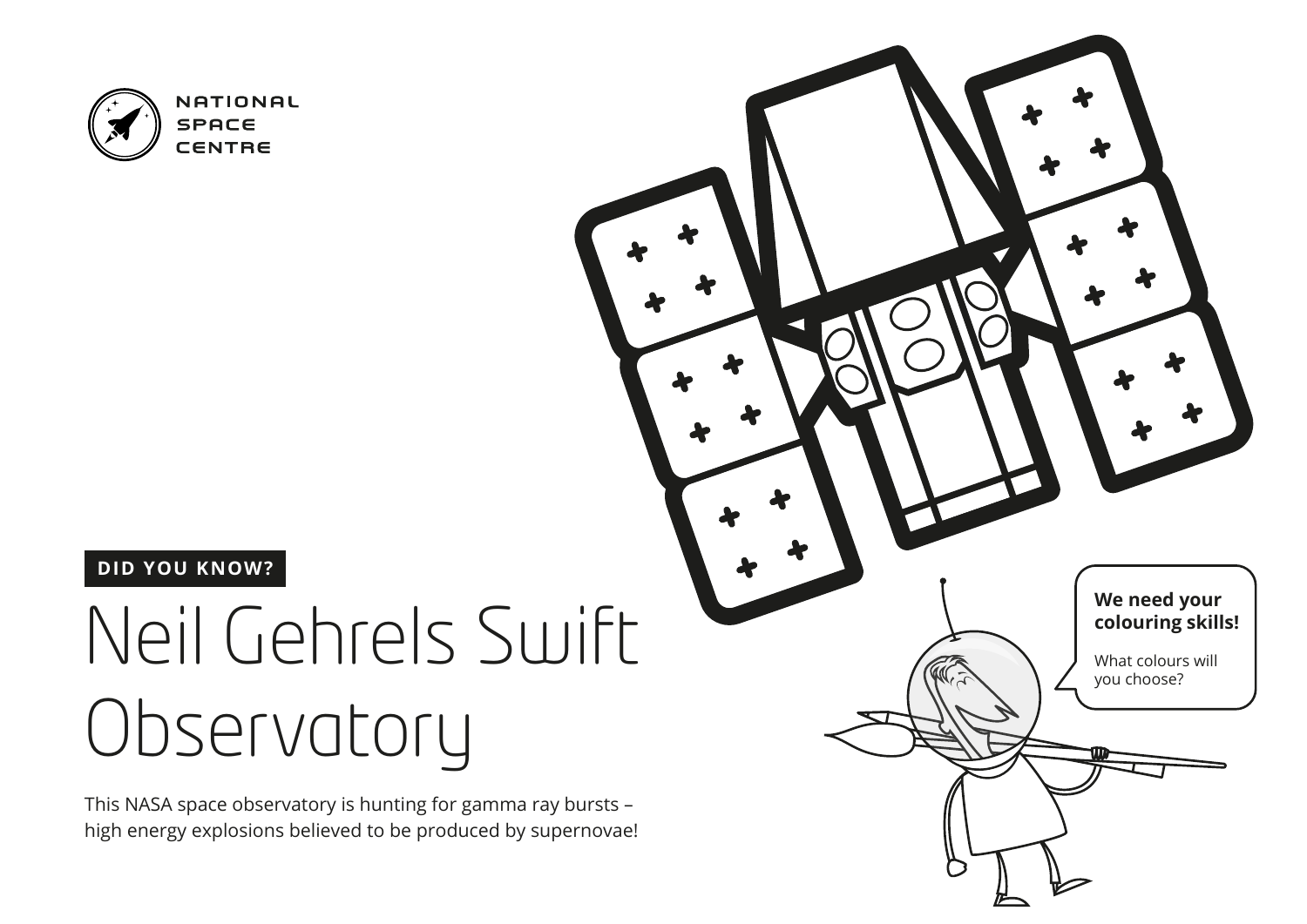NATIONAL SPACE CENTRE

**DID YOU KNOW?**

# Neil Gehrels Swift Observatory

This NASA space observatory is hunting for gamma ray bursts – high energy explosions believed to be produced by supernovae!

**We need your colouring skills!**

What colours will you choose?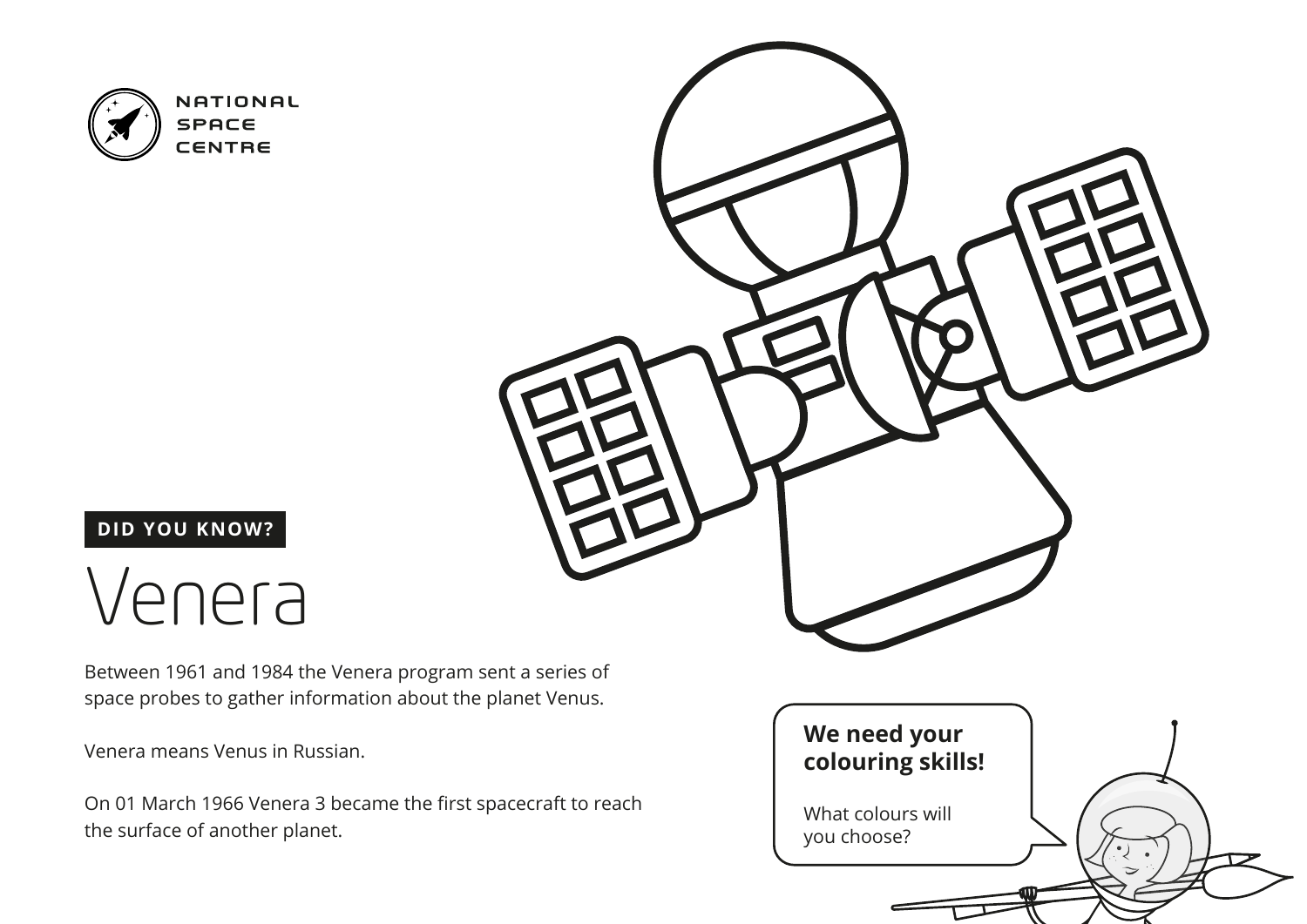NATIONAL SPACE CENTRE

**DID YOU KNOW?**

# Venera

Between 1961 and 1984 the Venera program sent a series of space probes to gather information about the planet Venus.

Venera means Venus in Russian.

On 01 March 1966 Venera 3 became the first spacecraft to reach the surface of another planet.

**We need your colouring skills!**

What colours will you choose?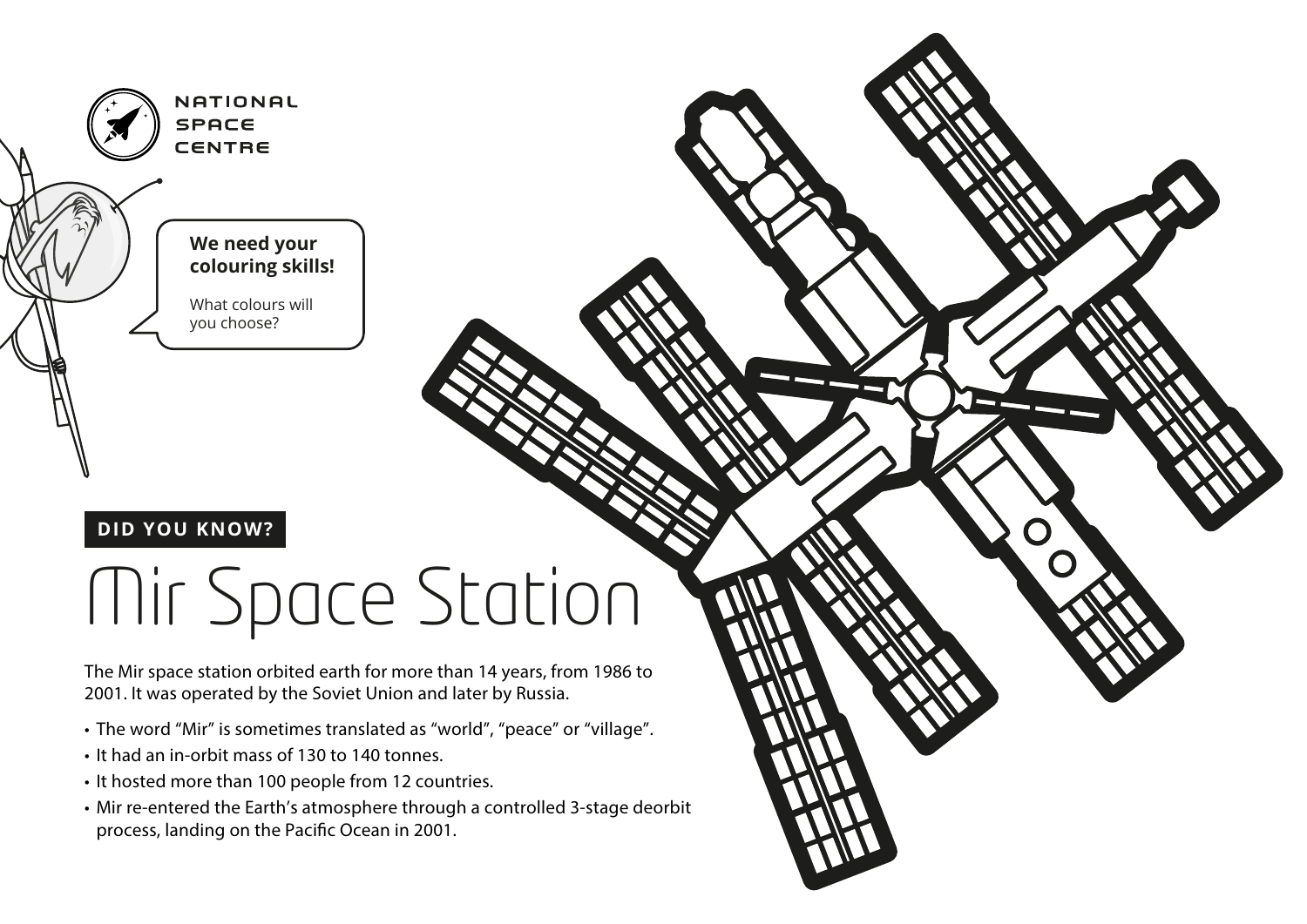NATIONAL SPACE CENTRE

**We need your colouring skills!**

What colours will you choose?

**DID YOU KNOW?**

# Mir Space Station

The Mir space station orbited earth for more than 14 years, from 1986 to 2001. It was operated by the Soviet Union and later by Russia.

- The word "Mir" is sometimes translated as "world", "peace" or "village".
- It had an in-orbit mass of 130 to 140 tonnes.
- It hosted more than 100 people from 12 countries.
- Mir re-entered the Earth's atmosphere through a controlled 3-stage deorbit process, landing on the Pacific Ocean in 2001.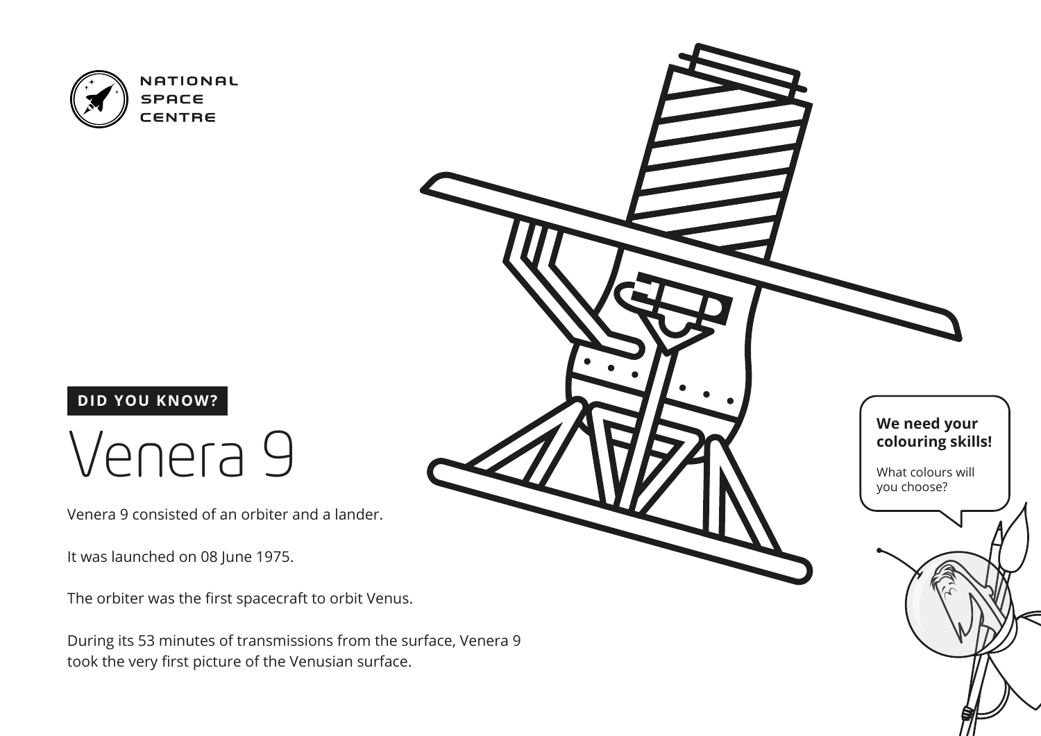NATIONAL
SPACE
CENTRE

**DID YOU KNOW?**

# Venera 9

Venera 9 consisted of an orbiter and a lander.

It was launched on 08 June 1975.

The orbiter was the first spacecraft to orbit Venus.

During its 53 minutes of transmissions from the surface, Venera 9 took the very first picture of the Venusian surface.

**We need your colouring skills!**

What colours will you choose?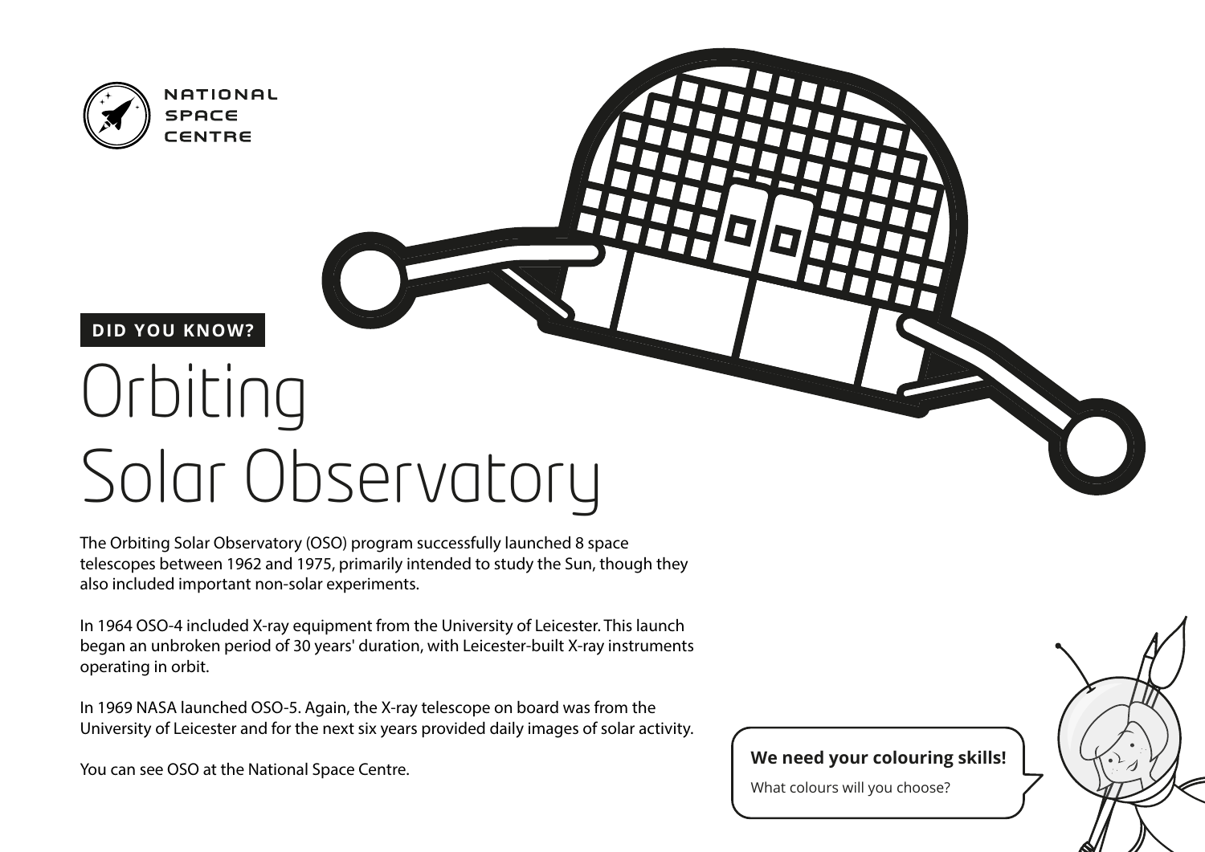NATIONAL SPACE CENTRE

**DID YOU KNOW?**

# Orbiting Solar Observatory

The Orbiting Solar Observatory (OSO) program successfully launched 8 space telescopes between 1962 and 1975, primarily intended to study the Sun, though they also included important non-solar experiments.

In 1964 OSO-4 included X-ray equipment from the University of Leicester. This launch began an unbroken period of 30 years' duration, with Leicester-built X-ray instruments operating in orbit.

In 1969 NASA launched OSO-5. Again, the X-ray telescope on board was from the University of Leicester and for the next six years provided daily images of solar activity.

You can see OSO at the National Space Centre.

**We need your colouring skills!**

What colours will you choose?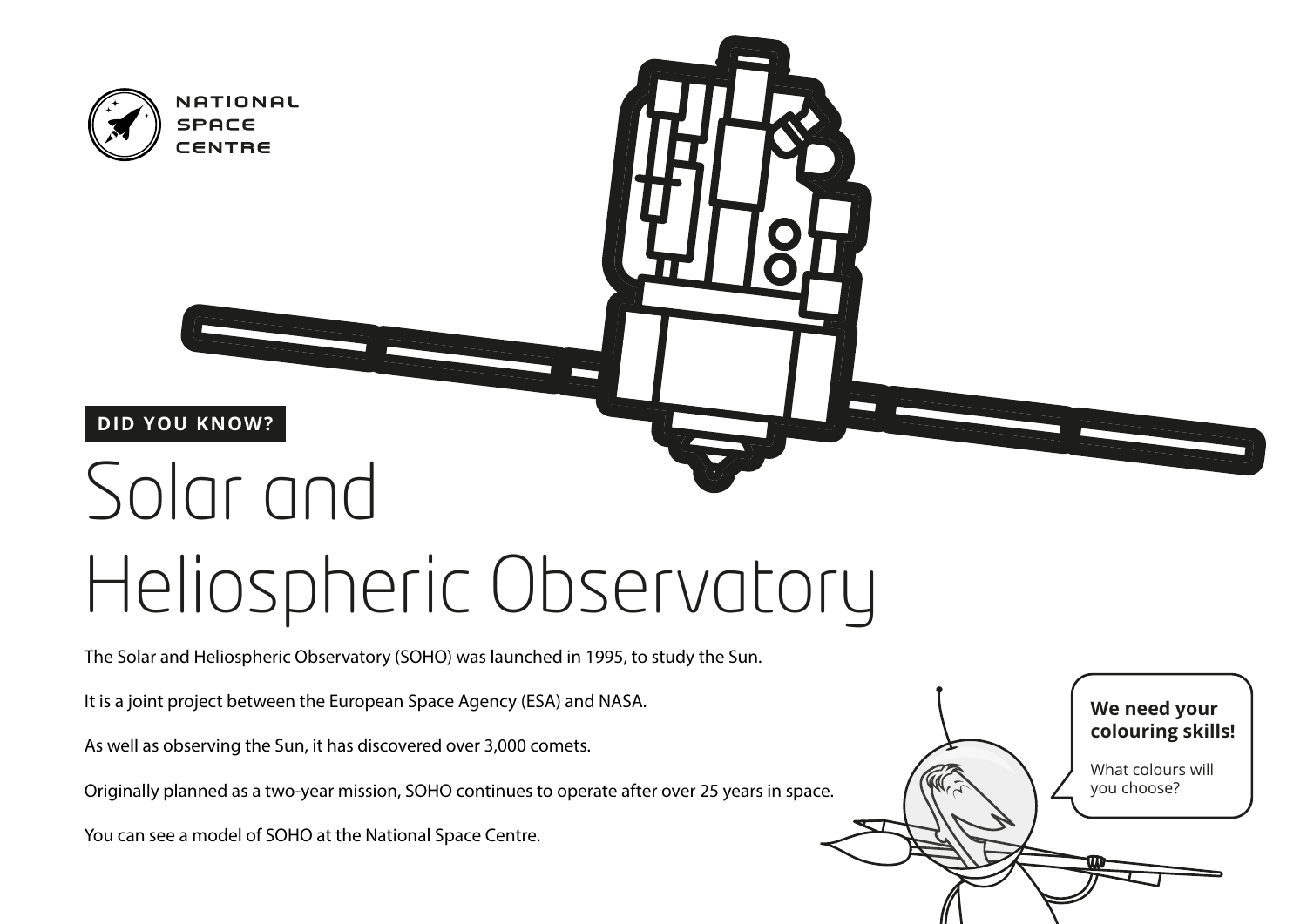NATIONAL SPACE CENTRE

**DID YOU KNOW?**

# Solar and Heliospheric Observatory

The Solar and Heliospheric Observatory (SOHO) was launched in 1995, to study the Sun.

It is a joint project between the European Space Agency (ESA) and NASA.

As well as observing the Sun, it has discovered over 3,000 comets.

Originally planned as a two-year mission, SOHO continues to operate after over 25 years in space.

You can see a model of SOHO at the National Space Centre.

**We need your colouring skills!**

What colours will you choose?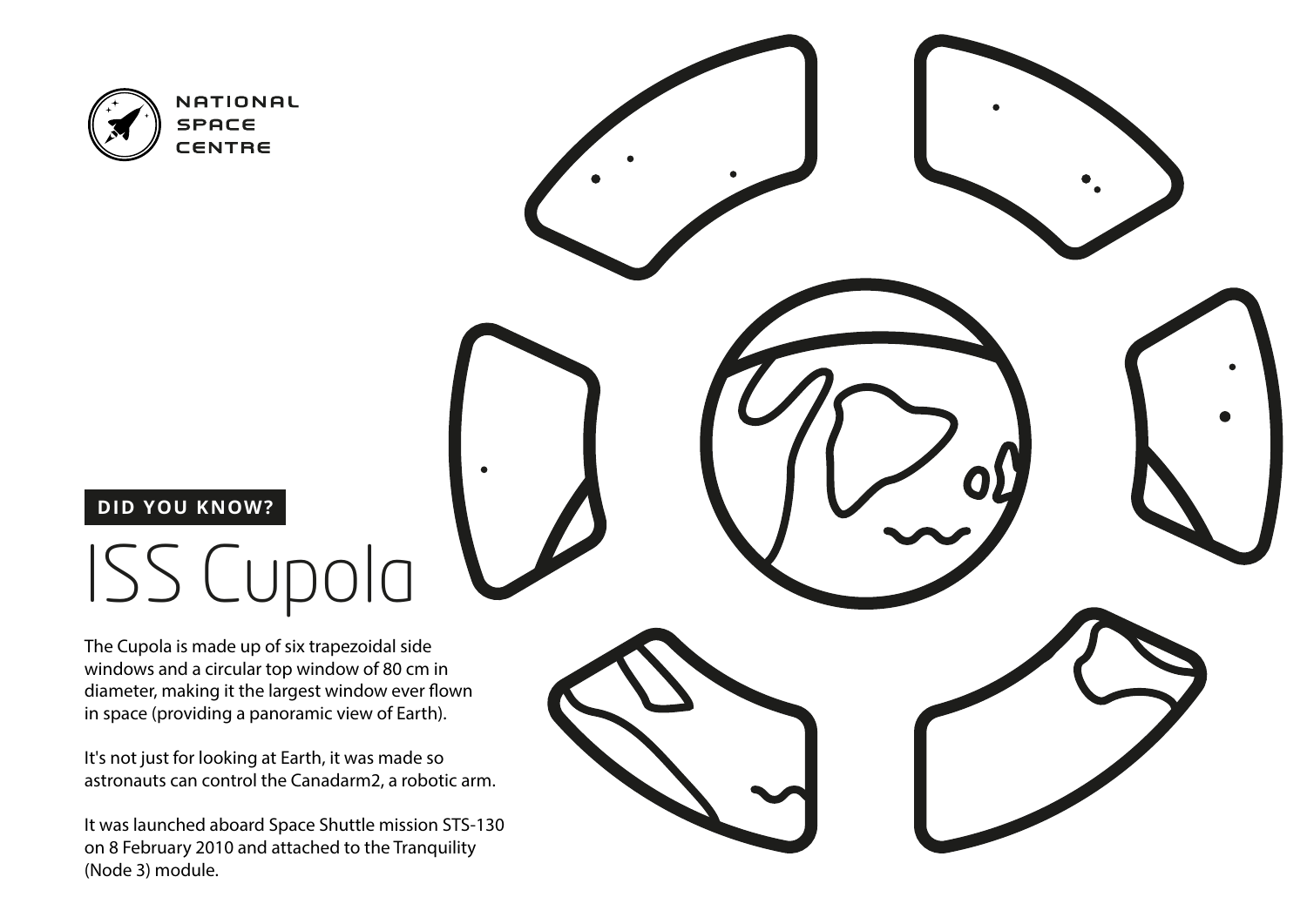NATIONAL SPACE CENTRE

**DID YOU KNOW?**

# ISS Cupola

The Cupola is made up of six trapezoidal side windows and a circular top window of 80 cm in diameter, making it the largest window ever flown in space (providing a panoramic view of Earth).

It's not just for looking at Earth, it was made so astronauts can control the Canadarm2, a robotic arm.

It was launched aboard Space Shuttle mission STS-130 on 8 February 2010 and attached to the Tranquility (Node 3) module.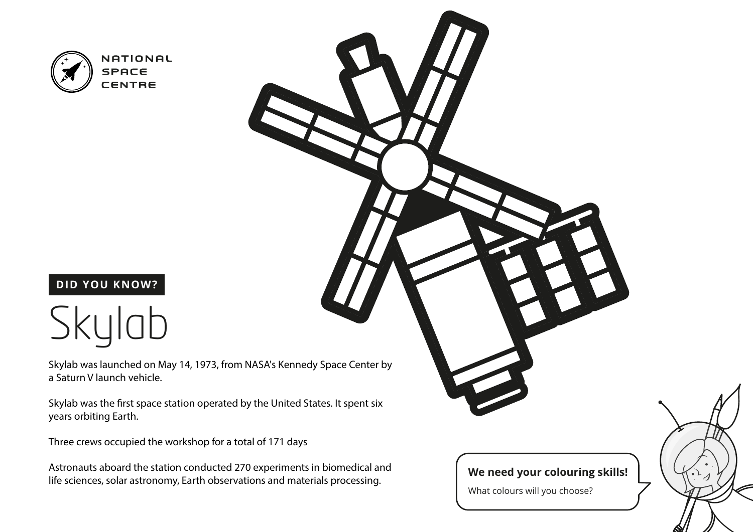NATIONAL SPACE CENTRE

**DID YOU KNOW?**

# Skylab

Skylab was launched on May 14, 1973, from NASA's Kennedy Space Center by a Saturn V launch vehicle.

Skylab was the first space station operated by the United States. It spent six years orbiting Earth.

Three crews occupied the workshop for a total of 171 days

Astronauts aboard the station conducted 270 experiments in biomedical and life sciences, solar astronomy, Earth observations and materials processing.

**We need your colouring skills!**

What colours will you choose?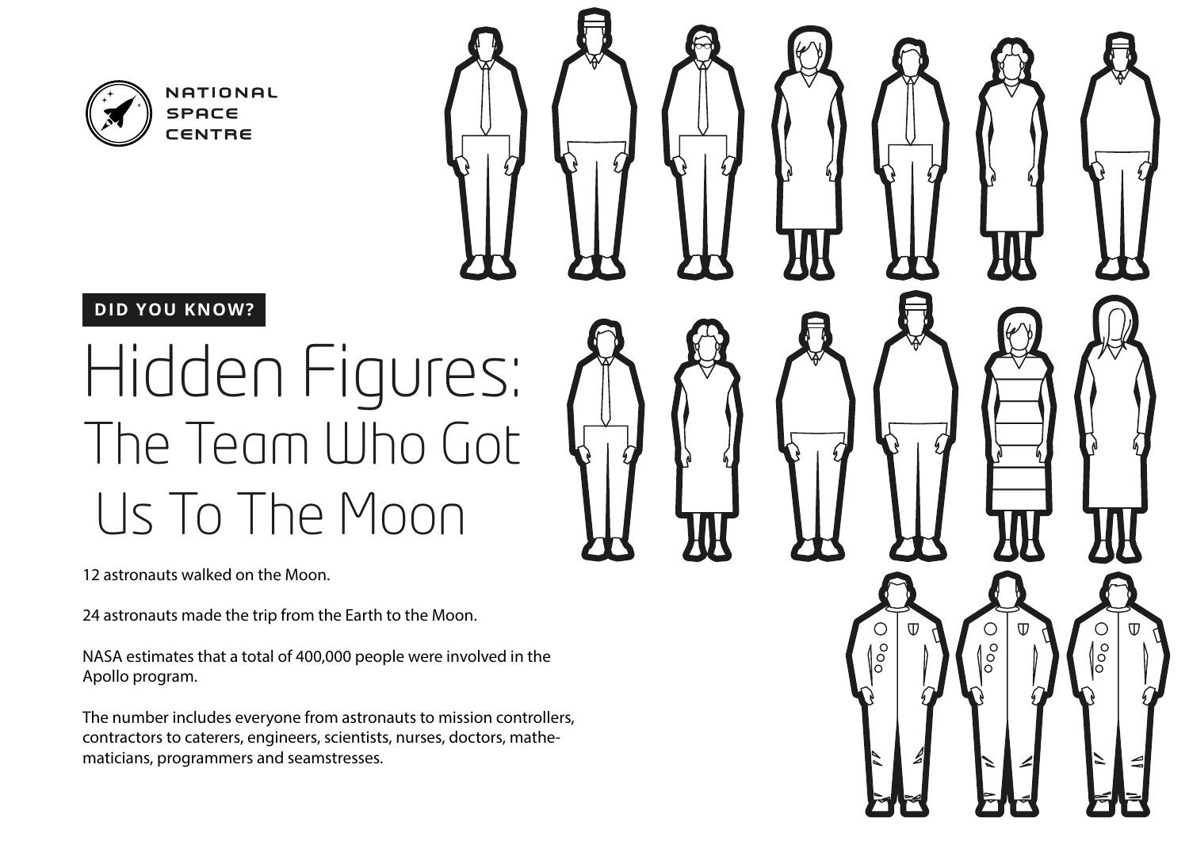NATIONAL SPACE CENTRE

**DID YOU KNOW?**

# Hidden Figures: The Team Who Got Us To The Moon

12 astronauts walked on the Moon.

24 astronauts made the trip from the Earth to the Moon.

NASA estimates that a total of 400,000 people were involved in the Apollo program.

The number includes everyone from astronauts to mission controllers, contractors to caterers, engineers, scientists, nurses, doctors, mathematicians, programmers and seamstresses.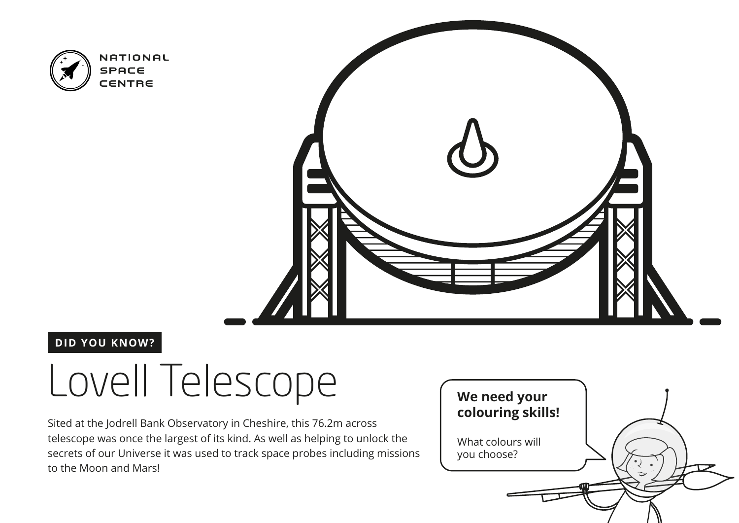NATIONAL SPACE CENTRE

**DID YOU KNOW?**

# Lovell Telescope

Sited at the Jodrell Bank Observatory in Cheshire, this 76.2m across telescope was once the largest of its kind. As well as helping to unlock the secrets of our Universe it was used to track space probes including missions to the Moon and Mars!

**We need your colouring skills!**

What colours will you choose?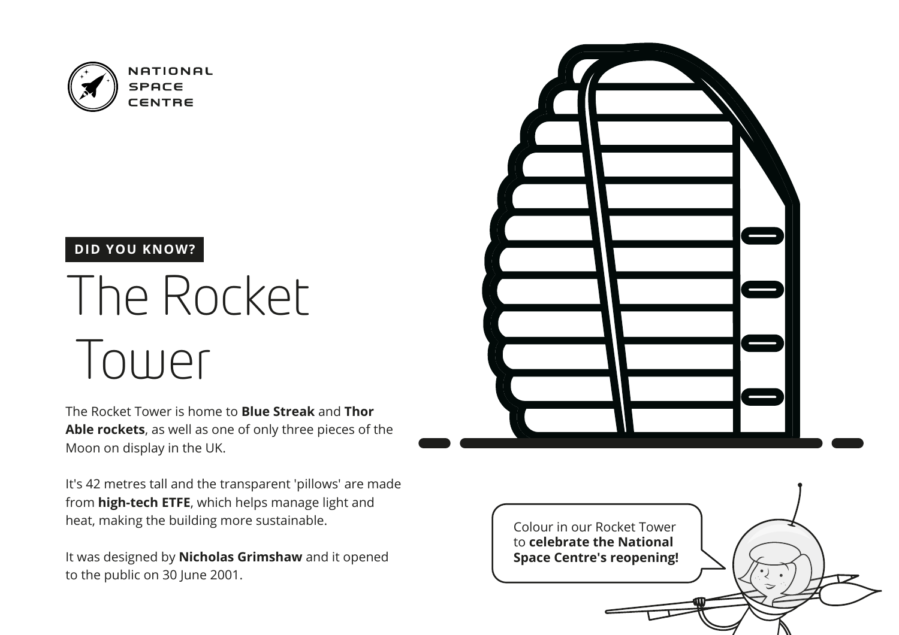NATIONAL SPACE CENTRE

**DID YOU KNOW?**

# The Rocket Tower

The Rocket Tower is home to **Blue Streak** and **Thor Able rockets**, as well as one of only three pieces of the Moon on display in the UK.

It's 42 metres tall and the transparent 'pillows' are made from **high-tech ETFE**, which helps manage light and heat, making the building more sustainable.

It was designed by **Nicholas Grimshaw** and it opened to the public on 30 June 2001.

Colour in our Rocket Tower to **celebrate the National Space Centre's reopening!**